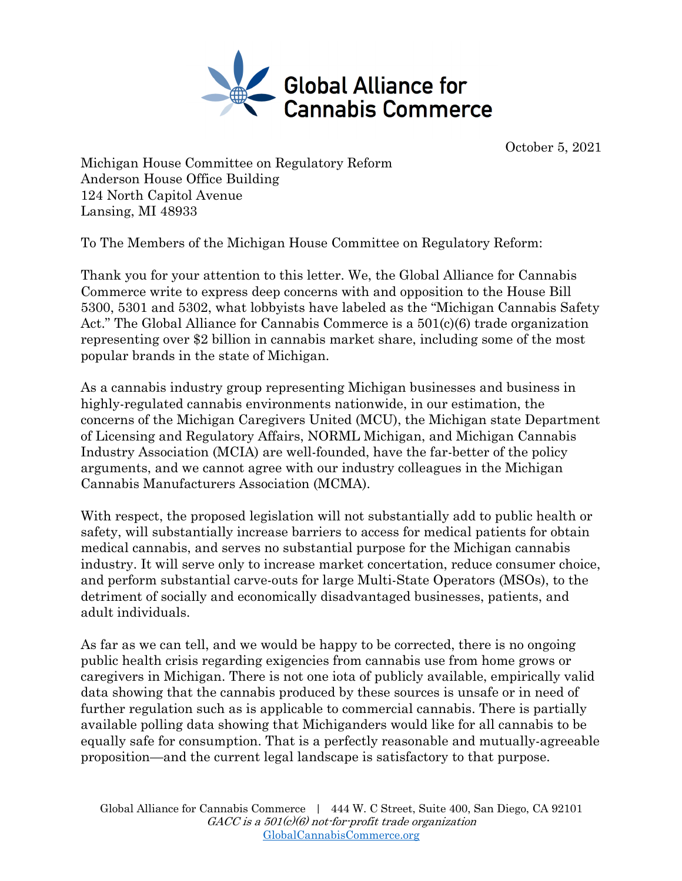Global Alliance for Cannabis Commerce

October 5, 2021

Michigan House Committee on Regulatory Reform
Anderson House Office Building
124 North Capitol Avenue
Lansing, MI 48933

To The Members of the Michigan House Committee on Regulatory Reform:

Thank you for your attention to this letter. We, the Global Alliance for Cannabis Commerce write to express deep concerns with and opposition to the House Bill 5300, 5301 and 5302, what lobbyists have labeled as the "Michigan Cannabis Safety Act." The Global Alliance for Cannabis Commerce is a 501(c)(6) trade organization representing over $2 billion in cannabis market share, including some of the most popular brands in the state of Michigan.

As a cannabis industry group representing Michigan businesses and business in highly-regulated cannabis environments nationwide, in our estimation, the concerns of the Michigan Caregivers United (MCU), the Michigan state Department of Licensing and Regulatory Affairs, NORML Michigan, and Michigan Cannabis Industry Association (MCIA) are well-founded, have the far-better of the policy arguments, and we cannot agree with our industry colleagues in the Michigan Cannabis Manufacturers Association (MCMA).

With respect, the proposed legislation will not substantially add to public health or safety, will substantially increase barriers to access for medical patients for obtain medical cannabis, and serves no substantial purpose for the Michigan cannabis industry. It will serve only to increase market concertation, reduce consumer choice, and perform substantial carve-outs for large Multi-State Operators (MSOs), to the detriment of socially and economically disadvantaged businesses, patients, and adult individuals.

As far as we can tell, and we would be happy to be corrected, there is no ongoing public health crisis regarding exigencies from cannabis use from home grows or caregivers in Michigan. There is not one iota of publicly available, empirically valid data showing that the cannabis produced by these sources is unsafe or in need of further regulation such as is applicable to commercial cannabis. There is partially available polling data showing that Michiganders would like for all cannabis to be equally safe for consumption. That is a perfectly reasonable and mutually-agreeable proposition—and the current legal landscape is satisfactory to that purpose.

Global Alliance for Cannabis Commerce | 444 W. C Street, Suite 400, San Diego, CA 92101
*GACC is a 501(c)(6) not-for-profit trade organization*
GlobalCannabisCommerce.org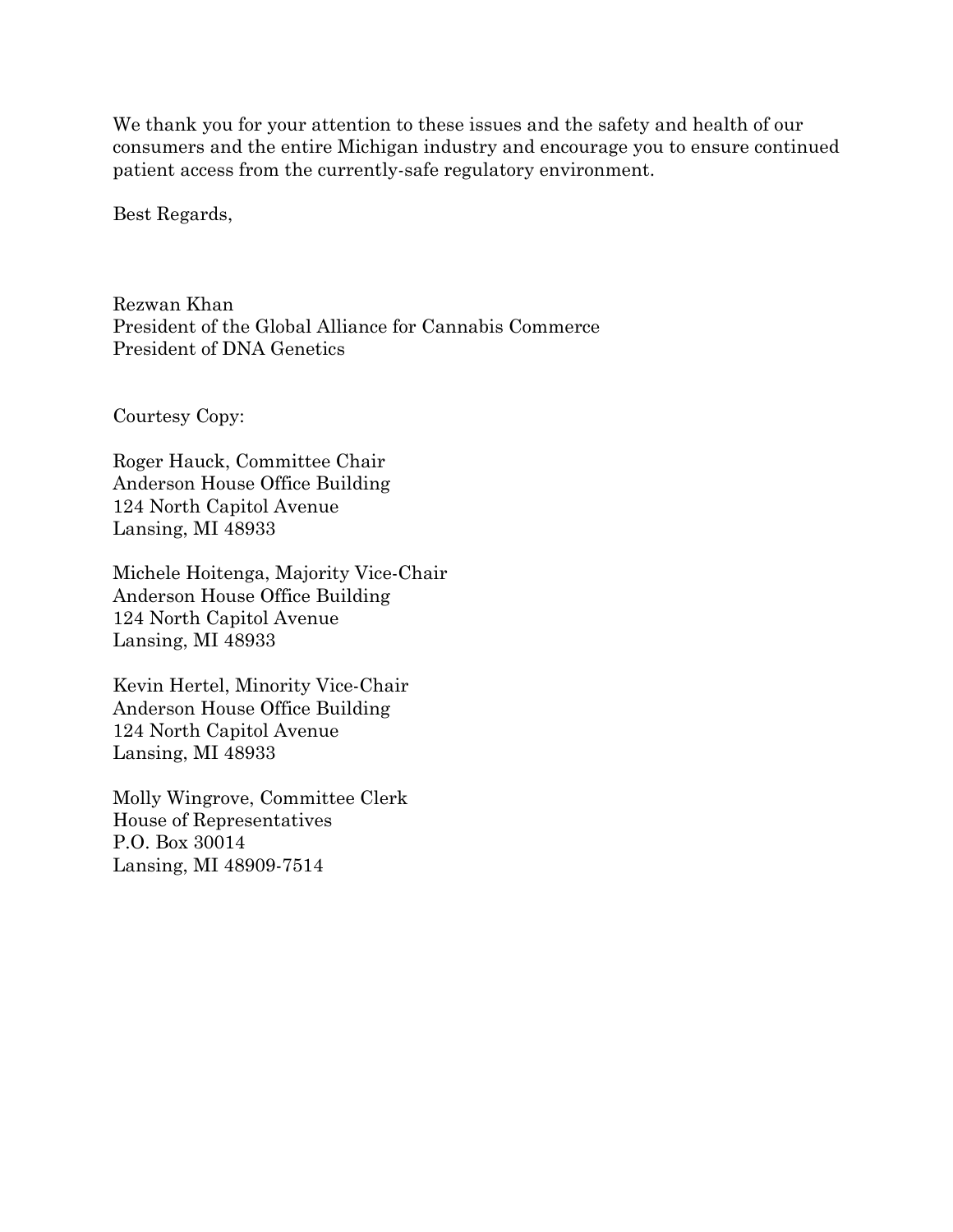We thank you for your attention to these issues and the safety and health of our consumers and the entire Michigan industry and encourage you to ensure continued patient access from the currently-safe regulatory environment.

Best Regards,

Rezwan Khan
President of the Global Alliance for Cannabis Commerce
President of DNA Genetics

Courtesy Copy:

Roger Hauck, Committee Chair
Anderson House Office Building
124 North Capitol Avenue
Lansing, MI 48933

Michele Hoitenga, Majority Vice-Chair
Anderson House Office Building
124 North Capitol Avenue
Lansing, MI 48933

Kevin Hertel, Minority Vice-Chair
Anderson House Office Building
124 North Capitol Avenue
Lansing, MI 48933

Molly Wingrove, Committee Clerk
House of Representatives
P.O. Box 30014
Lansing, MI 48909-7514